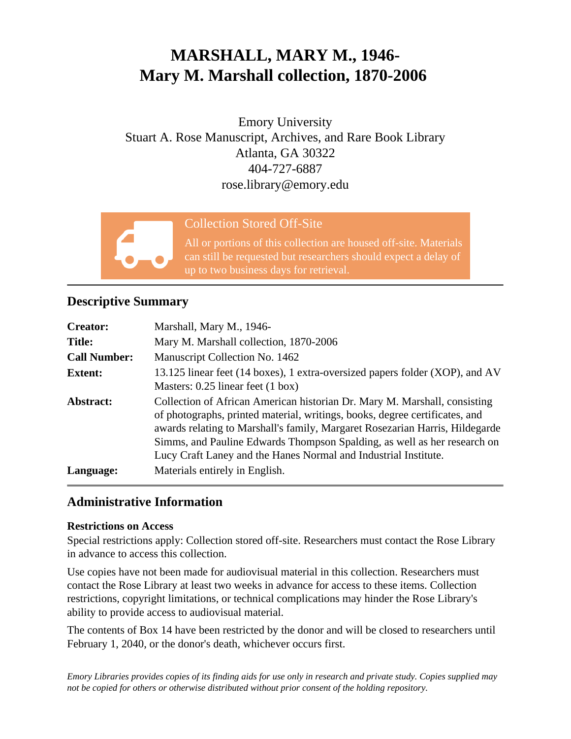# MARSHALL, MARY M., 1946-
# Mary M. Marshall collection, 1870-2006

Emory University
Stuart A. Rose Manuscript, Archives, and Rare Book Library
Atlanta, GA 30322
404-727-6887
rose.library@emory.edu

**Collection Stored Off-Site**

All or portions of this collection are housed off-site. Materials can still be requested but researchers should expect a delay of up to two business days for retrieval.

---

## Descriptive Summary

| | |
|---|---|
| **Creator:** | Marshall, Mary M., 1946- |
| **Title:** | Mary M. Marshall collection, 1870-2006 |
| **Call Number:** | Manuscript Collection No. 1462 |
| **Extent:** | 13.125 linear feet (14 boxes), 1 extra-oversized papers folder (XOP), and AV Masters: 0.25 linear feet (1 box) |
| **Abstract:** | Collection of African American historian Dr. Mary M. Marshall, consisting of photographs, printed material, writings, books, degree certificates, and awards relating to Marshall's family, Margaret Rosezarian Harris, Hildegarde Simms, and Pauline Edwards Thompson Spalding, as well as her research on Lucy Craft Laney and the Hanes Normal and Industrial Institute. |
| **Language:** | Materials entirely in English. |

---

## Administrative Information

### Restrictions on Access

Special restrictions apply: Collection stored off-site. Researchers must contact the Rose Library in advance to access this collection.

Use copies have not been made for audiovisual material in this collection. Researchers must contact the Rose Library at least two weeks in advance for access to these items. Collection restrictions, copyright limitations, or technical complications may hinder the Rose Library's ability to provide access to audiovisual material.

The contents of Box 14 have been restricted by the donor and will be closed to researchers until February 1, 2040, or the donor's death, whichever occurs first.

*Emory Libraries provides copies of its finding aids for use only in research and private study. Copies supplied may not be copied for others or otherwise distributed without prior consent of the holding repository.*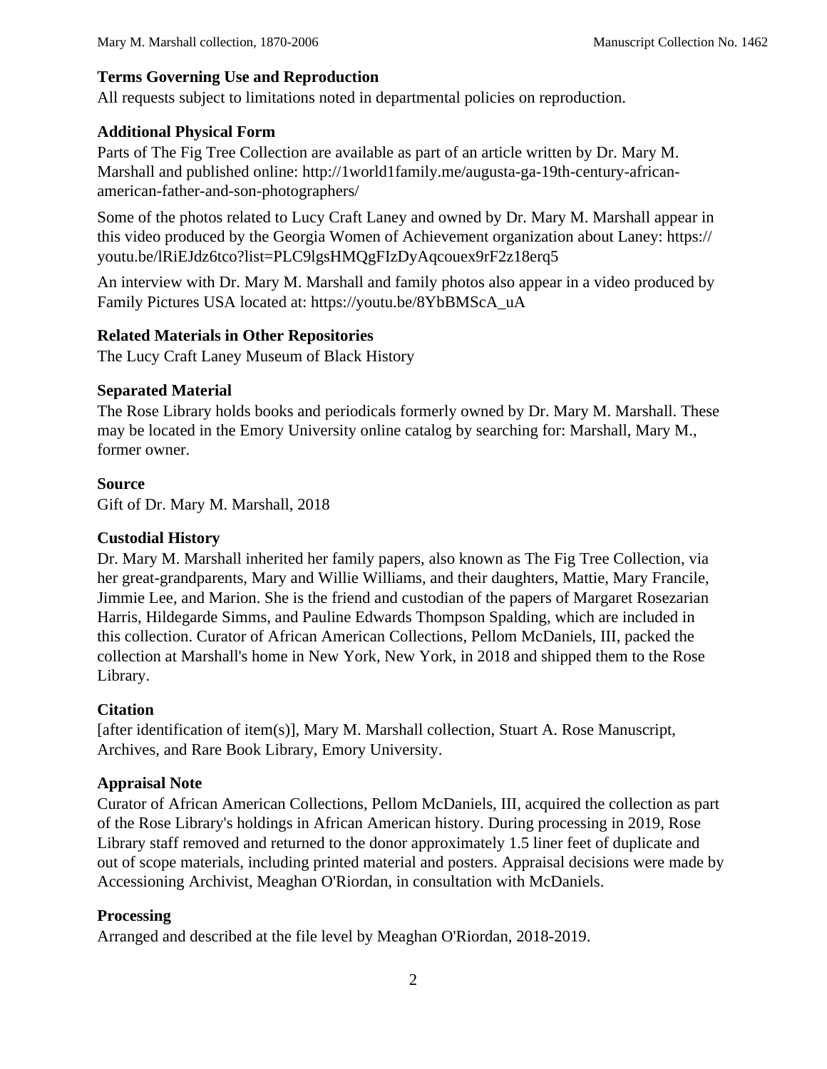### Terms Governing Use and Reproduction

All requests subject to limitations noted in departmental policies on reproduction.

### Additional Physical Form

Parts of The Fig Tree Collection are available as part of an article written by Dr. Mary M. Marshall and published online: http://1world1family.me/augusta-ga-19th-century-african-american-father-and-son-photographers/

Some of the photos related to Lucy Craft Laney and owned by Dr. Mary M. Marshall appear in this video produced by the Georgia Women of Achievement organization about Laney: https://youtu.be/lRiEJdz6tco?list=PLC9lgsHMQgFIzDyAqcouex9rF2z18erq5

An interview with Dr. Mary M. Marshall and family photos also appear in a video produced by Family Pictures USA located at: https://youtu.be/8YbBMScA_uA

### Related Materials in Other Repositories

The Lucy Craft Laney Museum of Black History

### Separated Material

The Rose Library holds books and periodicals formerly owned by Dr. Mary M. Marshall. These may be located in the Emory University online catalog by searching for: Marshall, Mary M., former owner.

### Source

Gift of Dr. Mary M. Marshall, 2018

### Custodial History

Dr. Mary M. Marshall inherited her family papers, also known as The Fig Tree Collection, via her great-grandparents, Mary and Willie Williams, and their daughters, Mattie, Mary Francile, Jimmie Lee, and Marion. She is the friend and custodian of the papers of Margaret Rosezarian Harris, Hildegarde Simms, and Pauline Edwards Thompson Spalding, which are included in this collection. Curator of African American Collections, Pellom McDaniels, III, packed the collection at Marshall's home in New York, New York, in 2018 and shipped them to the Rose Library.

### Citation

[after identification of item(s)], Mary M. Marshall collection, Stuart A. Rose Manuscript, Archives, and Rare Book Library, Emory University.

### Appraisal Note

Curator of African American Collections, Pellom McDaniels, III, acquired the collection as part of the Rose Library's holdings in African American history. During processing in 2019, Rose Library staff removed and returned to the donor approximately 1.5 liner feet of duplicate and out of scope materials, including printed material and posters. Appraisal decisions were made by Accessioning Archivist, Meaghan O'Riordan, in consultation with McDaniels.

### Processing

Arranged and described at the file level by Meaghan O'Riordan, 2018-2019.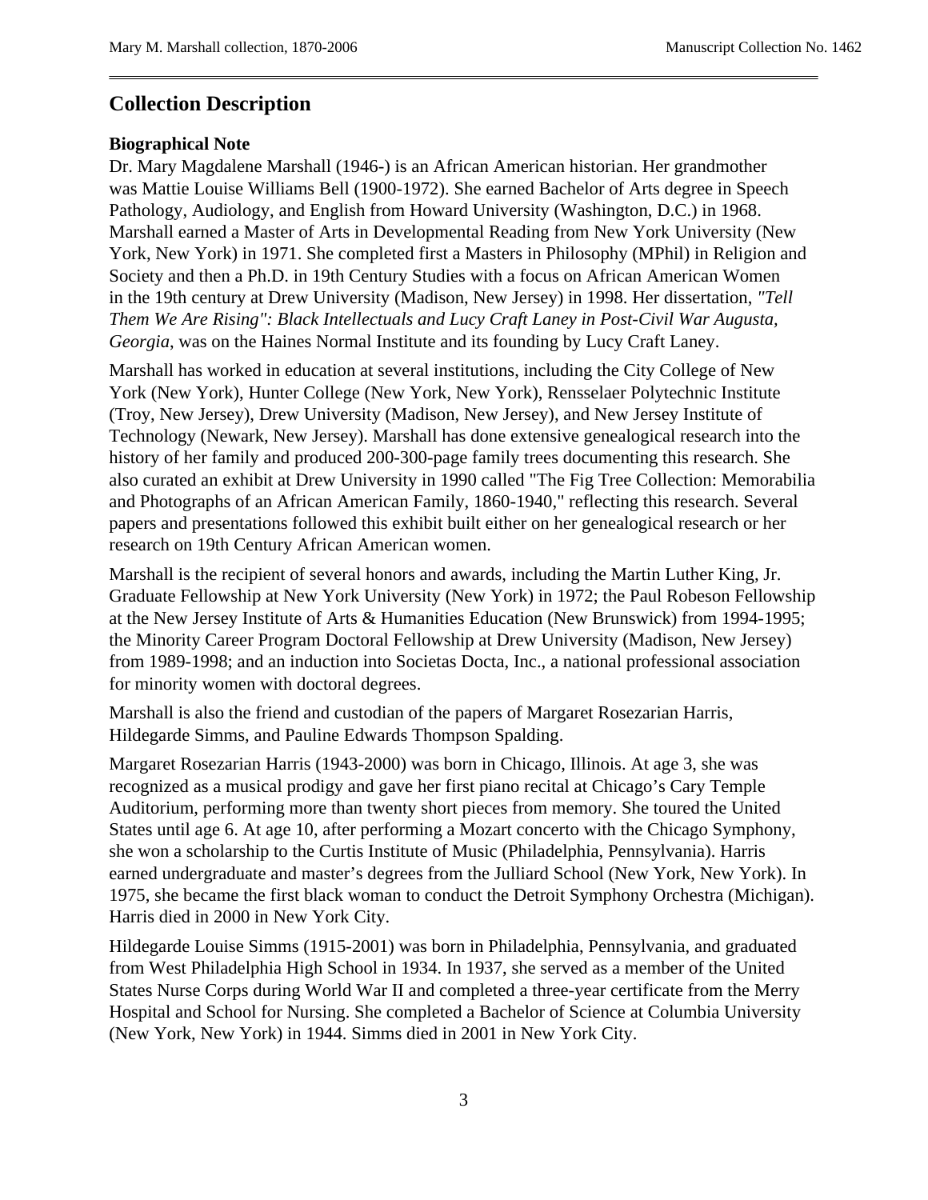## Collection Description

### Biographical Note

Dr. Mary Magdalene Marshall (1946-) is an African American historian. Her grandmother was Mattie Louise Williams Bell (1900-1972). She earned Bachelor of Arts degree in Speech Pathology, Audiology, and English from Howard University (Washington, D.C.) in 1968. Marshall earned a Master of Arts in Developmental Reading from New York University (New York, New York) in 1971. She completed first a Masters in Philosophy (MPhil) in Religion and Society and then a Ph.D. in 19th Century Studies with a focus on African American Women in the 19th century at Drew University (Madison, New Jersey) in 1998. Her dissertation, *"Tell Them We Are Rising": Black Intellectuals and Lucy Craft Laney in Post-Civil War Augusta, Georgia*, was on the Haines Normal Institute and its founding by Lucy Craft Laney.

Marshall has worked in education at several institutions, including the City College of New York (New York), Hunter College (New York, New York), Rensselaer Polytechnic Institute (Troy, New Jersey), Drew University (Madison, New Jersey), and New Jersey Institute of Technology (Newark, New Jersey). Marshall has done extensive genealogical research into the history of her family and produced 200-300-page family trees documenting this research. She also curated an exhibit at Drew University in 1990 called "The Fig Tree Collection: Memorabilia and Photographs of an African American Family, 1860-1940," reflecting this research. Several papers and presentations followed this exhibit built either on her genealogical research or her research on 19th Century African American women.

Marshall is the recipient of several honors and awards, including the Martin Luther King, Jr. Graduate Fellowship at New York University (New York) in 1972; the Paul Robeson Fellowship at the New Jersey Institute of Arts & Humanities Education (New Brunswick) from 1994-1995; the Minority Career Program Doctoral Fellowship at Drew University (Madison, New Jersey) from 1989-1998; and an induction into Societas Docta, Inc., a national professional association for minority women with doctoral degrees.

Marshall is also the friend and custodian of the papers of Margaret Rosezarian Harris, Hildegarde Simms, and Pauline Edwards Thompson Spalding.

Margaret Rosezarian Harris (1943-2000) was born in Chicago, Illinois. At age 3, she was recognized as a musical prodigy and gave her first piano recital at Chicago's Cary Temple Auditorium, performing more than twenty short pieces from memory. She toured the United States until age 6. At age 10, after performing a Mozart concerto with the Chicago Symphony, she won a scholarship to the Curtis Institute of Music (Philadelphia, Pennsylvania). Harris earned undergraduate and master's degrees from the Julliard School (New York, New York). In 1975, she became the first black woman to conduct the Detroit Symphony Orchestra (Michigan). Harris died in 2000 in New York City.

Hildegarde Louise Simms (1915-2001) was born in Philadelphia, Pennsylvania, and graduated from West Philadelphia High School in 1934. In 1937, she served as a member of the United States Nurse Corps during World War II and completed a three-year certificate from the Merry Hospital and School for Nursing. She completed a Bachelor of Science at Columbia University (New York, New York) in 1944. Simms died in 2001 in New York City.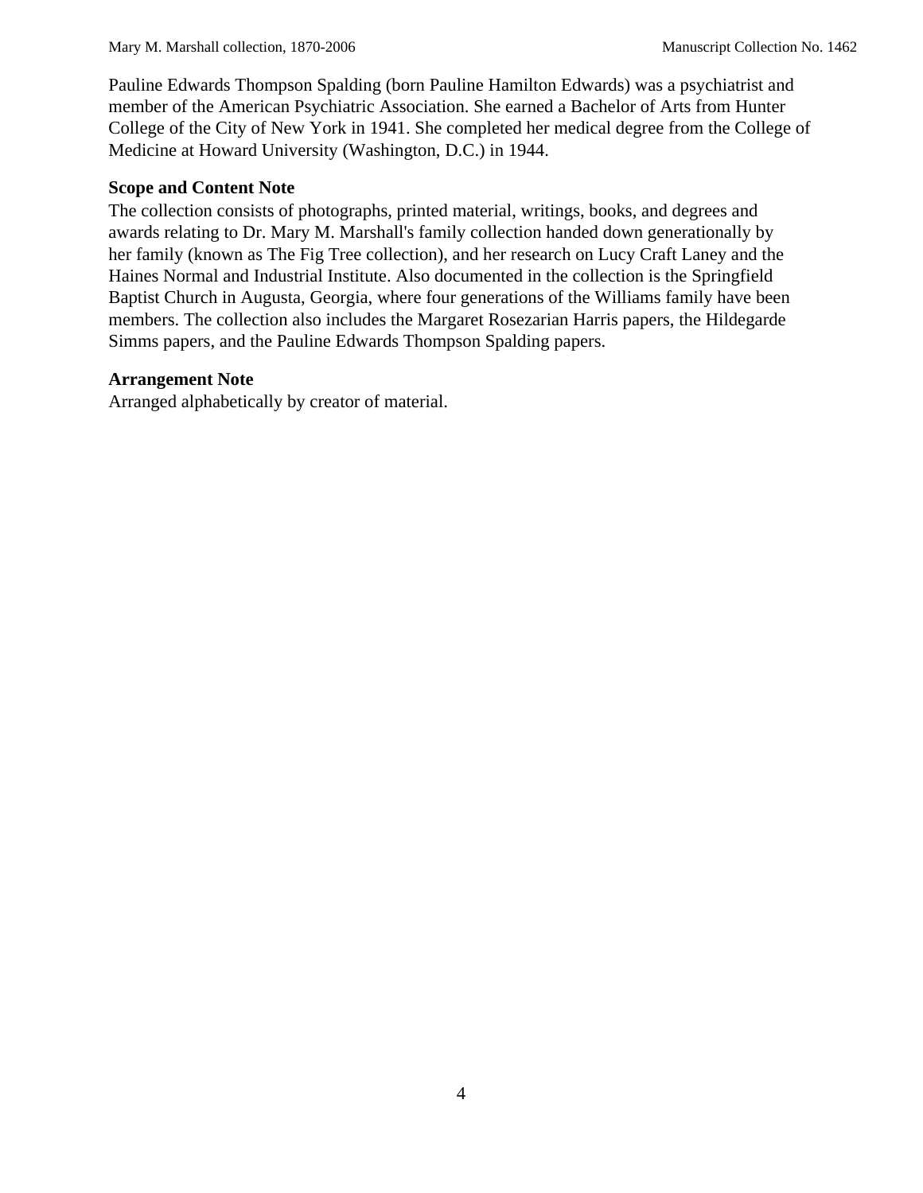Pauline Edwards Thompson Spalding (born Pauline Hamilton Edwards) was a psychiatrist and member of the American Psychiatric Association. She earned a Bachelor of Arts from Hunter College of the City of New York in 1941. She completed her medical degree from the College of Medicine at Howard University (Washington, D.C.) in 1944.

**Scope and Content Note**

The collection consists of photographs, printed material, writings, books, and degrees and awards relating to Dr. Mary M. Marshall's family collection handed down generationally by her family (known as The Fig Tree collection), and her research on Lucy Craft Laney and the Haines Normal and Industrial Institute. Also documented in the collection is the Springfield Baptist Church in Augusta, Georgia, where four generations of the Williams family have been members. The collection also includes the Margaret Rosezarian Harris papers, the Hildegarde Simms papers, and the Pauline Edwards Thompson Spalding papers.

**Arrangement Note**

Arranged alphabetically by creator of material.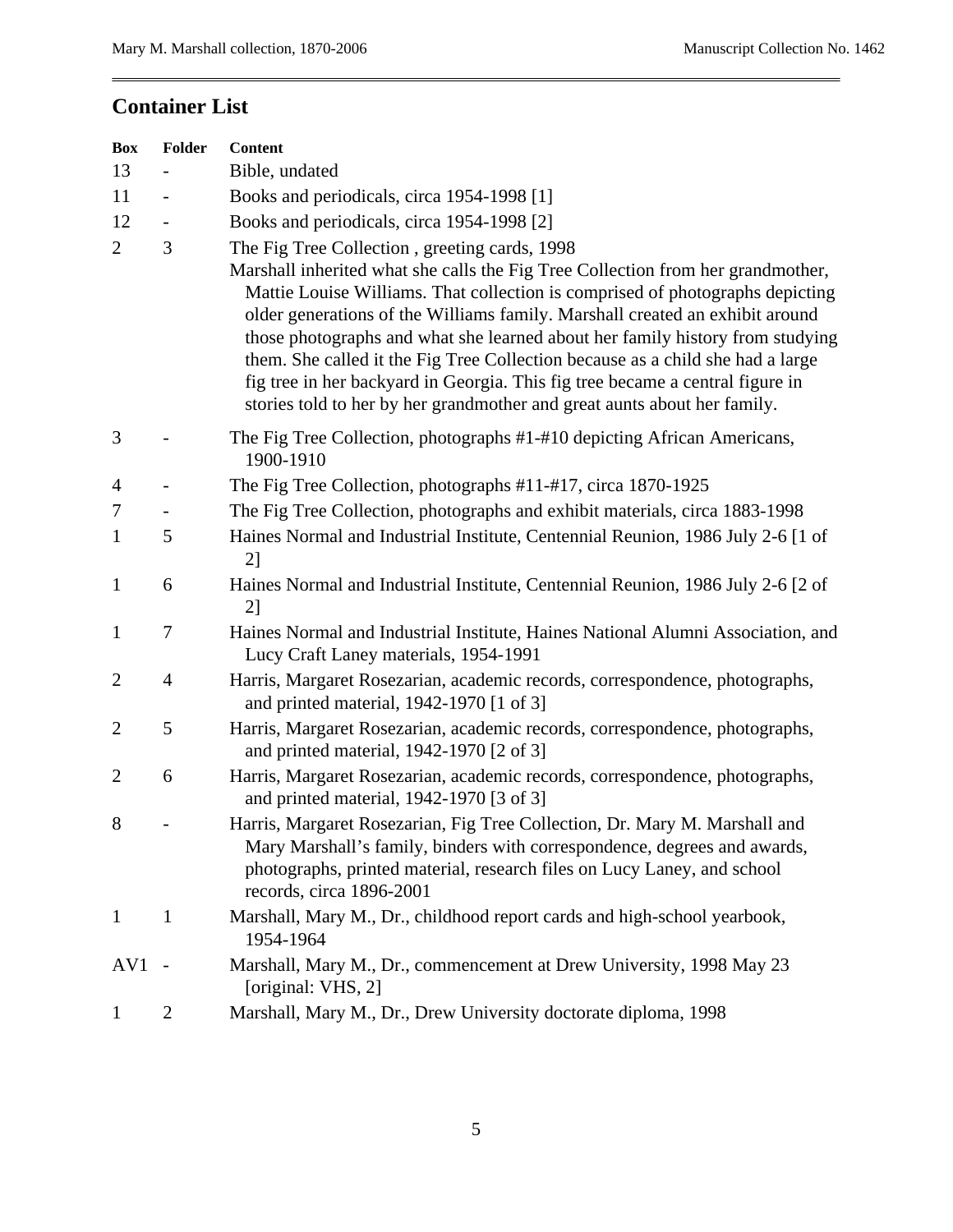## Container List

| Box | Folder | Content |
|---|---|---|
| 13 | - | Bible, undated |
| 11 | - | Books and periodicals, circa 1954-1998 [1] |
| 12 | - | Books and periodicals, circa 1954-1998 [2] |
| 2 | 3 | The Fig Tree Collection , greeting cards, 1998<br>Marshall inherited what she calls the Fig Tree Collection from her grandmother, Mattie Louise Williams. That collection is comprised of photographs depicting older generations of the Williams family. Marshall created an exhibit around those photographs and what she learned about her family history from studying them. She called it the Fig Tree Collection because as a child she had a large fig tree in her backyard in Georgia. This fig tree became a central figure in stories told to her by her grandmother and great aunts about her family. |
| 3 | - | The Fig Tree Collection, photographs #1-#10 depicting African Americans, 1900-1910 |
| 4 | - | The Fig Tree Collection, photographs #11-#17, circa 1870-1925 |
| 7 | - | The Fig Tree Collection, photographs and exhibit materials, circa 1883-1998 |
| 1 | 5 | Haines Normal and Industrial Institute, Centennial Reunion, 1986 July 2-6 [1 of 2] |
| 1 | 6 | Haines Normal and Industrial Institute, Centennial Reunion, 1986 July 2-6 [2 of 2] |
| 1 | 7 | Haines Normal and Industrial Institute, Haines National Alumni Association, and Lucy Craft Laney materials, 1954-1991 |
| 2 | 4 | Harris, Margaret Rosezarian, academic records, correspondence, photographs, and printed material, 1942-1970 [1 of 3] |
| 2 | 5 | Harris, Margaret Rosezarian, academic records, correspondence, photographs, and printed material, 1942-1970 [2 of 3] |
| 2 | 6 | Harris, Margaret Rosezarian, academic records, correspondence, photographs, and printed material, 1942-1970 [3 of 3] |
| 8 | - | Harris, Margaret Rosezarian, Fig Tree Collection, Dr. Mary M. Marshall and Mary Marshall's family, binders with correspondence, degrees and awards, photographs, printed material, research files on Lucy Laney, and school records, circa 1896-2001 |
| 1 | 1 | Marshall, Mary M., Dr., childhood report cards and high-school yearbook, 1954-1964 |
| AV1 | - | Marshall, Mary M., Dr., commencement at Drew University, 1998 May 23 [original: VHS, 2] |
| 1 | 2 | Marshall, Mary M., Dr., Drew University doctorate diploma, 1998 |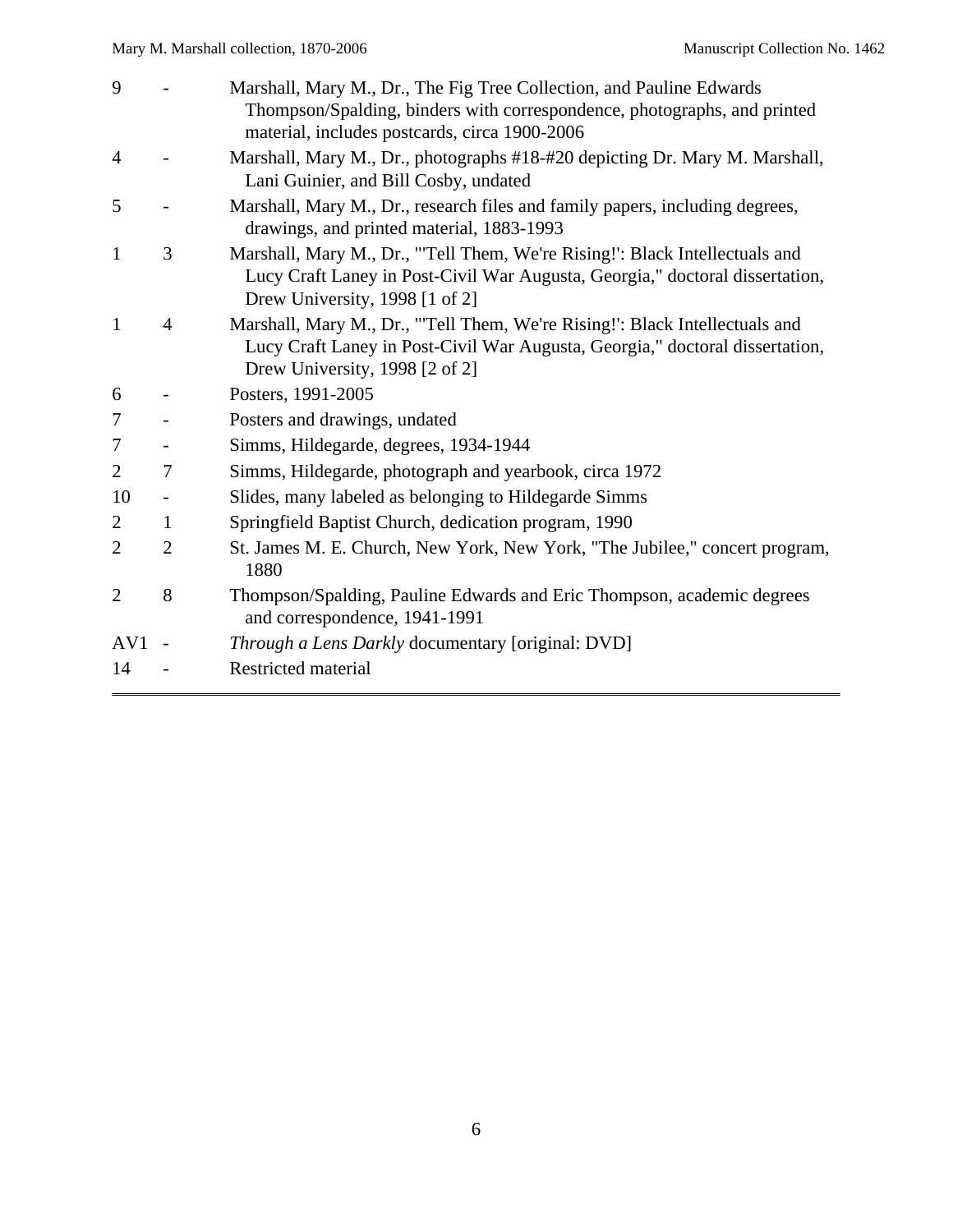| | | |
|---|---|---|
| 9 | - | Marshall, Mary M., Dr., The Fig Tree Collection, and Pauline Edwards Thompson/Spalding, binders with correspondence, photographs, and printed material, includes postcards, circa 1900-2006 |
| 4 | - | Marshall, Mary M., Dr., photographs #18-#20 depicting Dr. Mary M. Marshall, Lani Guinier, and Bill Cosby, undated |
| 5 | - | Marshall, Mary M., Dr., research files and family papers, including degrees, drawings, and printed material, 1883-1993 |
| 1 | 3 | Marshall, Mary M., Dr., "'Tell Them, We're Rising!': Black Intellectuals and Lucy Craft Laney in Post-Civil War Augusta, Georgia," doctoral dissertation, Drew University, 1998 [1 of 2] |
| 1 | 4 | Marshall, Mary M., Dr., "'Tell Them, We're Rising!': Black Intellectuals and Lucy Craft Laney in Post-Civil War Augusta, Georgia," doctoral dissertation, Drew University, 1998 [2 of 2] |
| 6 | - | Posters, 1991-2005 |
| 7 | - | Posters and drawings, undated |
| 7 | - | Simms, Hildegarde, degrees, 1934-1944 |
| 2 | 7 | Simms, Hildegarde, photograph and yearbook, circa 1972 |
| 10 | - | Slides, many labeled as belonging to Hildegarde Simms |
| 2 | 1 | Springfield Baptist Church, dedication program, 1990 |
| 2 | 2 | St. James M. E. Church, New York, New York, "The Jubilee," concert program, 1880 |
| 2 | 8 | Thompson/Spalding, Pauline Edwards and Eric Thompson, academic degrees and correspondence, 1941-1991 |
| AV1 | - | *Through a Lens Darkly* documentary [original: DVD] |
| 14 | - | Restricted material |